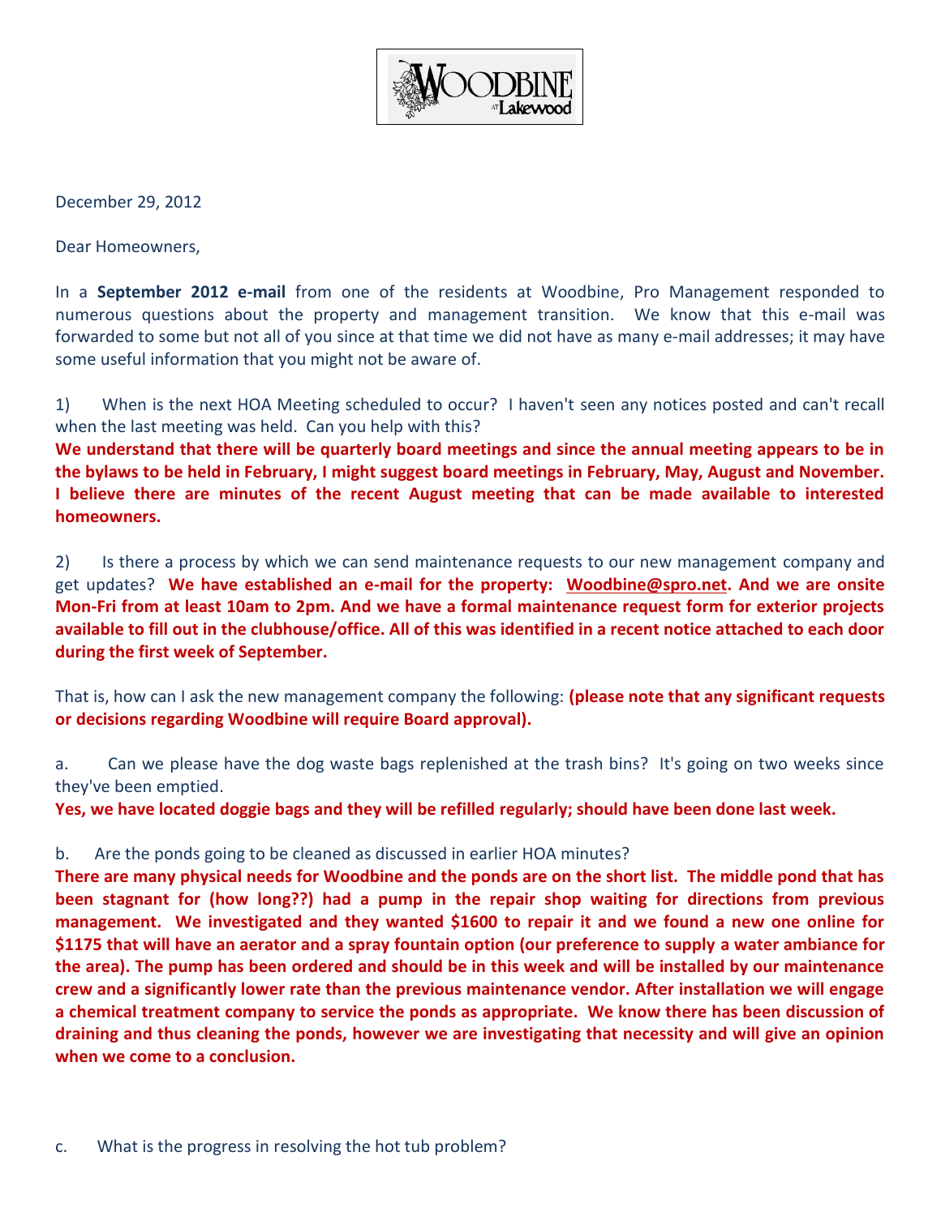December 29, 2012

Dear Homeowners,

In a **September 2012 e-mail** from one of the residents at Woodbine, Pro Management responded to numerous questions about the property and management transition. We know that this e-mail was forwarded to some but not all of you since at that time we did not have as many e-mail addresses; it may have some useful information that you might not be aware of.

1) When is the next HOA Meeting scheduled to occur? I haven't seen any notices posted and can't recall when the last meeting was held. Can you help with this?
**We understand that there will be quarterly board meetings and since the annual meeting appears to be in the bylaws to be held in February, I might suggest board meetings in February, May, August and November. I believe there are minutes of the recent August meeting that can be made available to interested homeowners.**

2) Is there a process by which we can send maintenance requests to our new management company and get updates? **We have established an e-mail for the property: Woodbine@spro.net. And we are onsite Mon-Fri from at least 10am to 2pm. And we have a formal maintenance request form for exterior projects available to fill out in the clubhouse/office. All of this was identified in a recent notice attached to each door during the first week of September.**

That is, how can I ask the new management company the following: **(please note that any significant requests or decisions regarding Woodbine will require Board approval).**

a. Can we please have the dog waste bags replenished at the trash bins? It's going on two weeks since they've been emptied.
**Yes, we have located doggie bags and they will be refilled regularly; should have been done last week.**

b. Are the ponds going to be cleaned as discussed in earlier HOA minutes?
**There are many physical needs for Woodbine and the ponds are on the short list. The middle pond that has been stagnant for (how long??) had a pump in the repair shop waiting for directions from previous management. We investigated and they wanted $1600 to repair it and we found a new one online for $1175 that will have an aerator and a spray fountain option (our preference to supply a water ambiance for the area). The pump has been ordered and should be in this week and will be installed by our maintenance crew and a significantly lower rate than the previous maintenance vendor. After installation we will engage a chemical treatment company to service the ponds as appropriate. We know there has been discussion of draining and thus cleaning the ponds, however we are investigating that necessity and will give an opinion when we come to a conclusion.**

c. What is the progress in resolving the hot tub problem?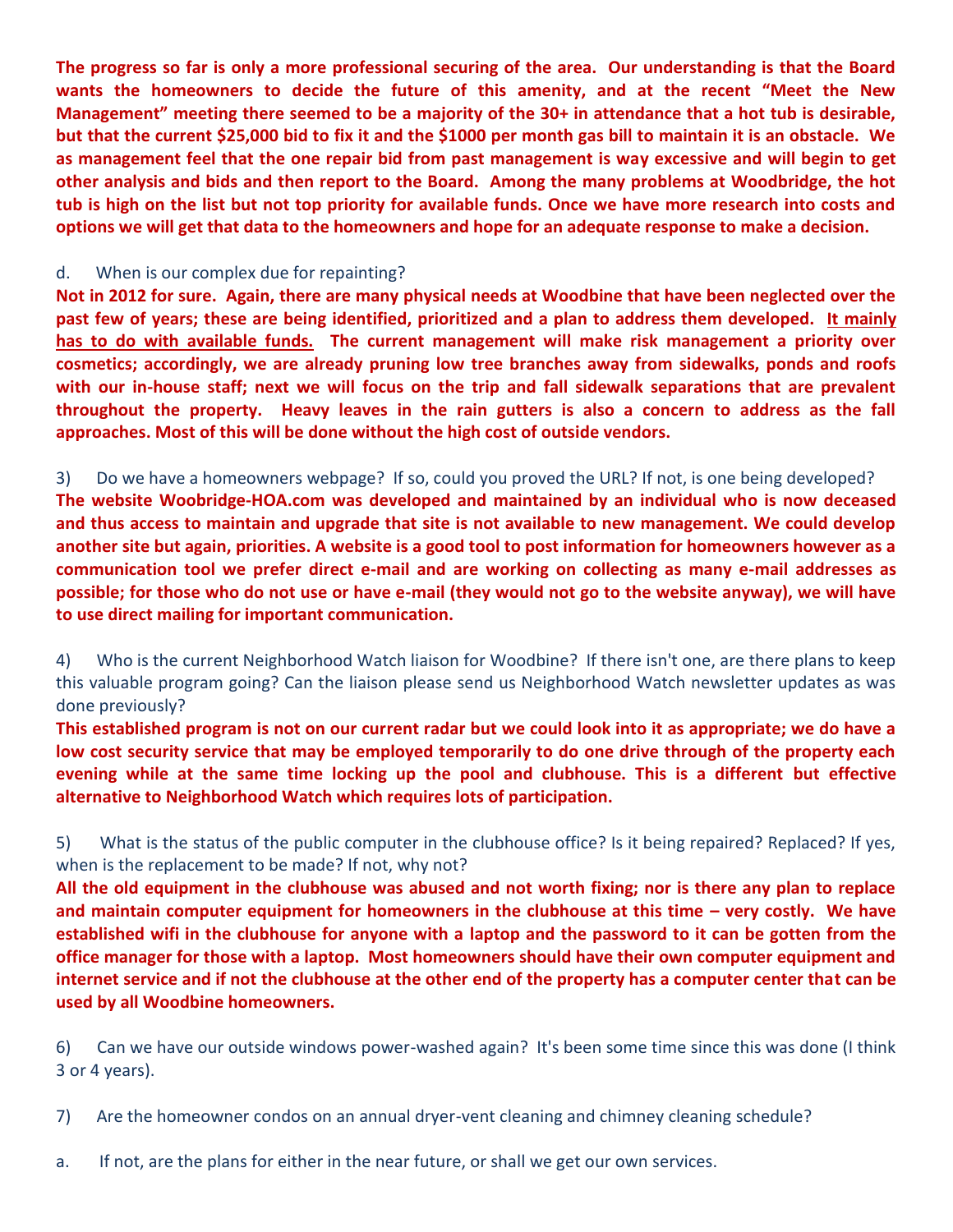**The progress so far is only a more professional securing of the area. Our understanding is that the Board wants the homeowners to decide the future of this amenity, and at the recent "Meet the New Management" meeting there seemed to be a majority of the 30+ in attendance that a hot tub is desirable, but that the current $25,000 bid to fix it and the $1000 per month gas bill to maintain it is an obstacle. We as management feel that the one repair bid from past management is way excessive and will begin to get other analysis and bids and then report to the Board. Among the many problems at Woodbridge, the hot tub is high on the list but not top priority for available funds. Once we have more research into costs and options we will get that data to the homeowners and hope for an adequate response to make a decision.**

d. When is our complex due for repainting?

**Not in 2012 for sure. Again, there are many physical needs at Woodbine that have been neglected over the past few of years; these are being identified, prioritized and a plan to address them developed. <u>It mainly has to do with available funds.</u> The current management will make risk management a priority over cosmetics; accordingly, we are already pruning low tree branches away from sidewalks, ponds and roofs with our in-house staff; next we will focus on the trip and fall sidewalk separations that are prevalent throughout the property. Heavy leaves in the rain gutters is also a concern to address as the fall approaches. Most of this will be done without the high cost of outside vendors.**

3) Do we have a homeowners webpage? If so, could you proved the URL? If not, is one being developed?

**The website Woobridge-HOA.com was developed and maintained by an individual who is now deceased and thus access to maintain and upgrade that site is not available to new management. We could develop another site but again, priorities. A website is a good tool to post information for homeowners however as a communication tool we prefer direct e-mail and are working on collecting as many e-mail addresses as possible; for those who do not use or have e-mail (they would not go to the website anyway), we will have to use direct mailing for important communication.**

4) Who is the current Neighborhood Watch liaison for Woodbine? If there isn't one, are there plans to keep this valuable program going? Can the liaison please send us Neighborhood Watch newsletter updates as was done previously?

**This established program is not on our current radar but we could look into it as appropriate; we do have a low cost security service that may be employed temporarily to do one drive through of the property each evening while at the same time locking up the pool and clubhouse. This is a different but effective alternative to Neighborhood Watch which requires lots of participation.**

5) What is the status of the public computer in the clubhouse office? Is it being repaired? Replaced? If yes, when is the replacement to be made? If not, why not?

**All the old equipment in the clubhouse was abused and not worth fixing; nor is there any plan to replace and maintain computer equipment for homeowners in the clubhouse at this time – very costly. We have established wifi in the clubhouse for anyone with a laptop and the password to it can be gotten from the office manager for those with a laptop. Most homeowners should have their own computer equipment and internet service and if not the clubhouse at the other end of the property has a computer center that can be used by all Woodbine homeowners.**

6) Can we have our outside windows power-washed again? It's been some time since this was done (I think 3 or 4 years).

7) Are the homeowner condos on an annual dryer-vent cleaning and chimney cleaning schedule?

a. If not, are the plans for either in the near future, or shall we get our own services.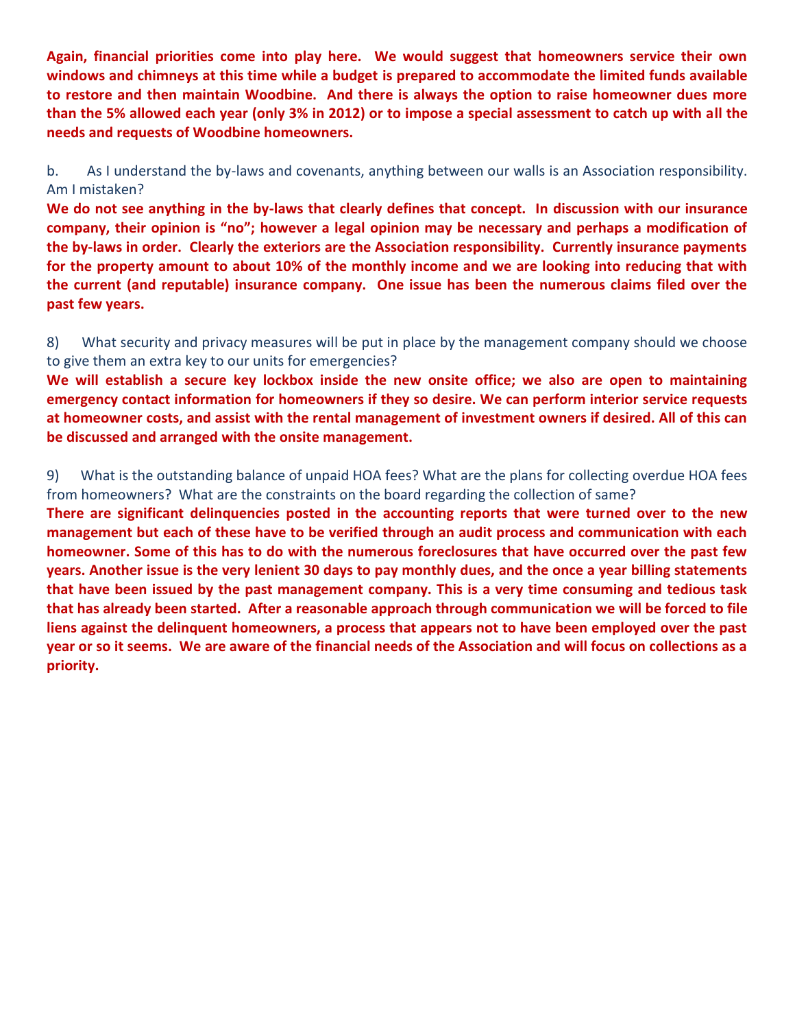**Again, financial priorities come into play here. We would suggest that homeowners service their own windows and chimneys at this time while a budget is prepared to accommodate the limited funds available to restore and then maintain Woodbine. And there is always the option to raise homeowner dues more than the 5% allowed each year (only 3% in 2012) or to impose a special assessment to catch up with all the needs and requests of Woodbine homeowners.**

b. As I understand the by-laws and covenants, anything between our walls is an Association responsibility. Am I mistaken?

**We do not see anything in the by-laws that clearly defines that concept. In discussion with our insurance company, their opinion is "no"; however a legal opinion may be necessary and perhaps a modification of the by-laws in order. Clearly the exteriors are the Association responsibility. Currently insurance payments for the property amount to about 10% of the monthly income and we are looking into reducing that with the current (and reputable) insurance company. One issue has been the numerous claims filed over the past few years.**

8) What security and privacy measures will be put in place by the management company should we choose to give them an extra key to our units for emergencies?

**We will establish a secure key lockbox inside the new onsite office; we also are open to maintaining emergency contact information for homeowners if they so desire. We can perform interior service requests at homeowner costs, and assist with the rental management of investment owners if desired. All of this can be discussed and arranged with the onsite management.**

9) What is the outstanding balance of unpaid HOA fees? What are the plans for collecting overdue HOA fees from homeowners? What are the constraints on the board regarding the collection of same?

**There are significant delinquencies posted in the accounting reports that were turned over to the new management but each of these have to be verified through an audit process and communication with each homeowner. Some of this has to do with the numerous foreclosures that have occurred over the past few years. Another issue is the very lenient 30 days to pay monthly dues, and the once a year billing statements that have been issued by the past management company. This is a very time consuming and tedious task that has already been started. After a reasonable approach through communication we will be forced to file liens against the delinquent homeowners, a process that appears not to have been employed over the past year or so it seems. We are aware of the financial needs of the Association and will focus on collections as a priority.**